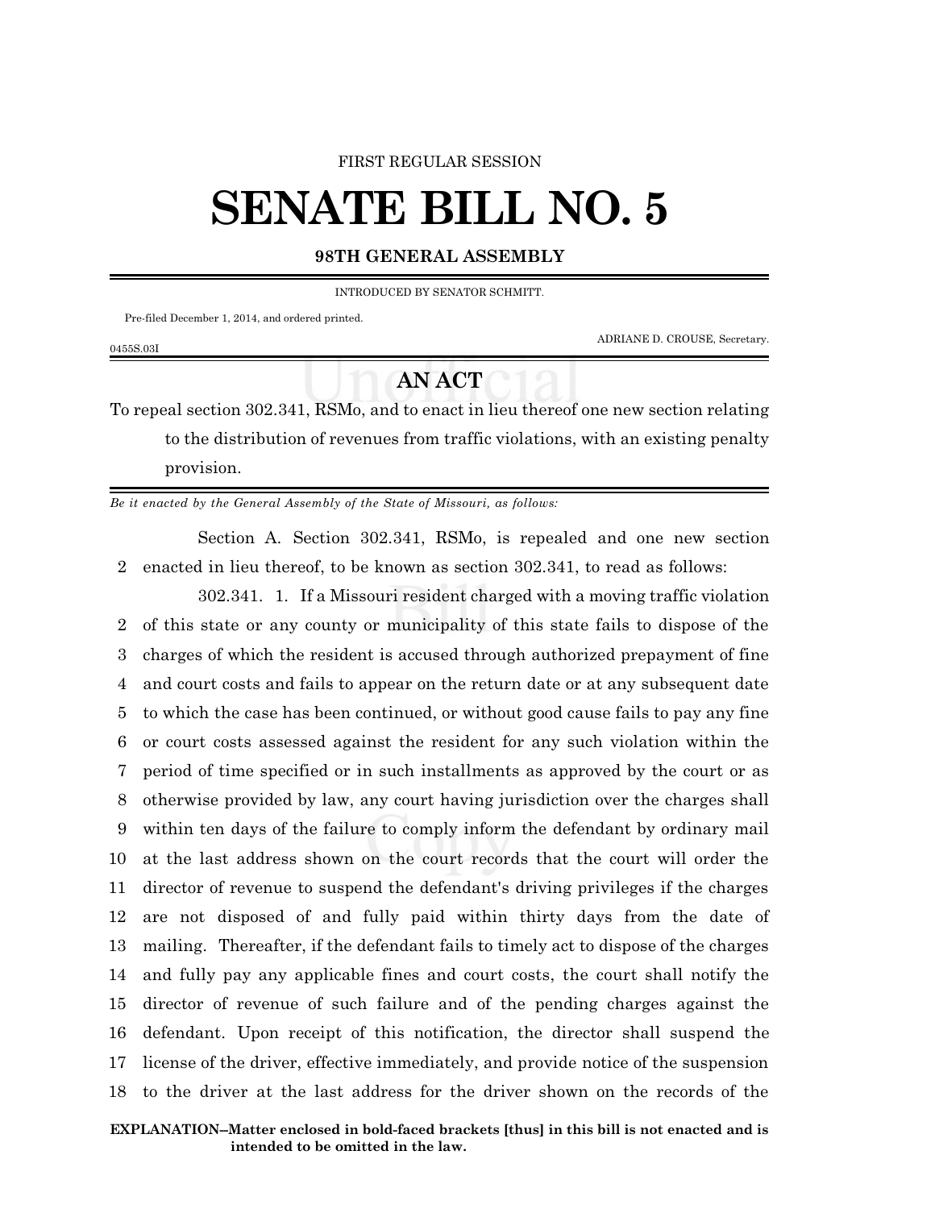FIRST REGULAR SESSION

# SENATE BILL NO. 5

**98TH GENERAL ASSEMBLY**

INTRODUCED BY SENATOR SCHMITT.

Pre-filed December 1, 2014, and ordered printed.

ADRIANE D. CROUSE, Secretary.

0455S.03I

## AN ACT

To repeal section 302.341, RSMo, and to enact in lieu thereof one new section relating to the distribution of revenues from traffic violations, with an existing penalty provision.

*Be it enacted by the General Assembly of the State of Missouri, as follows:*

Section A. Section 302.341, RSMo, is repealed and one new section enacted in lieu thereof, to be known as section 302.341, to read as follows:

302.341. 1. If a Missouri resident charged with a moving traffic violation of this state or any county or municipality of this state fails to dispose of the charges of which the resident is accused through authorized prepayment of fine and court costs and fails to appear on the return date or at any subsequent date to which the case has been continued, or without good cause fails to pay any fine or court costs assessed against the resident for any such violation within the period of time specified or in such installments as approved by the court or as otherwise provided by law, any court having jurisdiction over the charges shall within ten days of the failure to comply inform the defendant by ordinary mail at the last address shown on the court records that the court will order the director of revenue to suspend the defendant's driving privileges if the charges are not disposed of and fully paid within thirty days from the date of mailing. Thereafter, if the defendant fails to timely act to dispose of the charges and fully pay any applicable fines and court costs, the court shall notify the director of revenue of such failure and of the pending charges against the defendant. Upon receipt of this notification, the director shall suspend the license of the driver, effective immediately, and provide notice of the suspension to the driver at the last address for the driver shown on the records of the

**EXPLANATION–Matter enclosed in bold-faced brackets [thus] in this bill is not enacted and is intended to be omitted in the law.**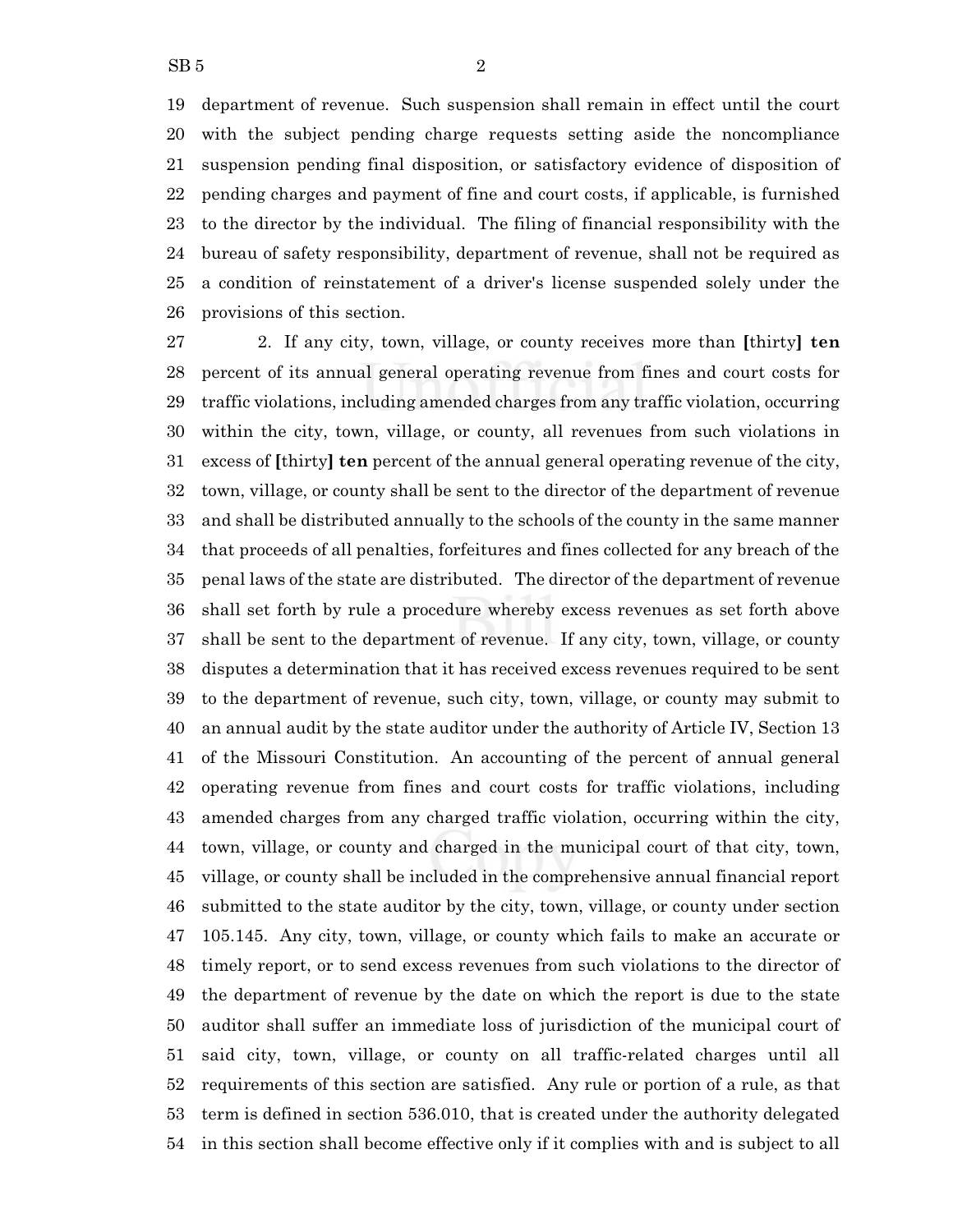department of revenue. Such suspension shall remain in effect until the court with the subject pending charge requests setting aside the noncompliance suspension pending final disposition, or satisfactory evidence of disposition of pending charges and payment of fine and court costs, if applicable, is furnished to the director by the individual. The filing of financial responsibility with the bureau of safety responsibility, department of revenue, shall not be required as a condition of reinstatement of a driver's license suspended solely under the provisions of this section.

2. If any city, town, village, or county receives more than **[**thirty**] ten** percent of its annual general operating revenue from fines and court costs for traffic violations, including amended charges from any traffic violation, occurring within the city, town, village, or county, all revenues from such violations in excess of **[**thirty**] ten** percent of the annual general operating revenue of the city, town, village, or county shall be sent to the director of the department of revenue and shall be distributed annually to the schools of the county in the same manner that proceeds of all penalties, forfeitures and fines collected for any breach of the penal laws of the state are distributed. The director of the department of revenue shall set forth by rule a procedure whereby excess revenues as set forth above shall be sent to the department of revenue. If any city, town, village, or county disputes a determination that it has received excess revenues required to be sent to the department of revenue, such city, town, village, or county may submit to an annual audit by the state auditor under the authority of Article IV, Section 13 of the Missouri Constitution. An accounting of the percent of annual general operating revenue from fines and court costs for traffic violations, including amended charges from any charged traffic violation, occurring within the city, town, village, or county and charged in the municipal court of that city, town, village, or county shall be included in the comprehensive annual financial report submitted to the state auditor by the city, town, village, or county under section 105.145. Any city, town, village, or county which fails to make an accurate or timely report, or to send excess revenues from such violations to the director of the department of revenue by the date on which the report is due to the state auditor shall suffer an immediate loss of jurisdiction of the municipal court of said city, town, village, or county on all traffic-related charges until all requirements of this section are satisfied. Any rule or portion of a rule, as that term is defined in section 536.010, that is created under the authority delegated in this section shall become effective only if it complies with and is subject to all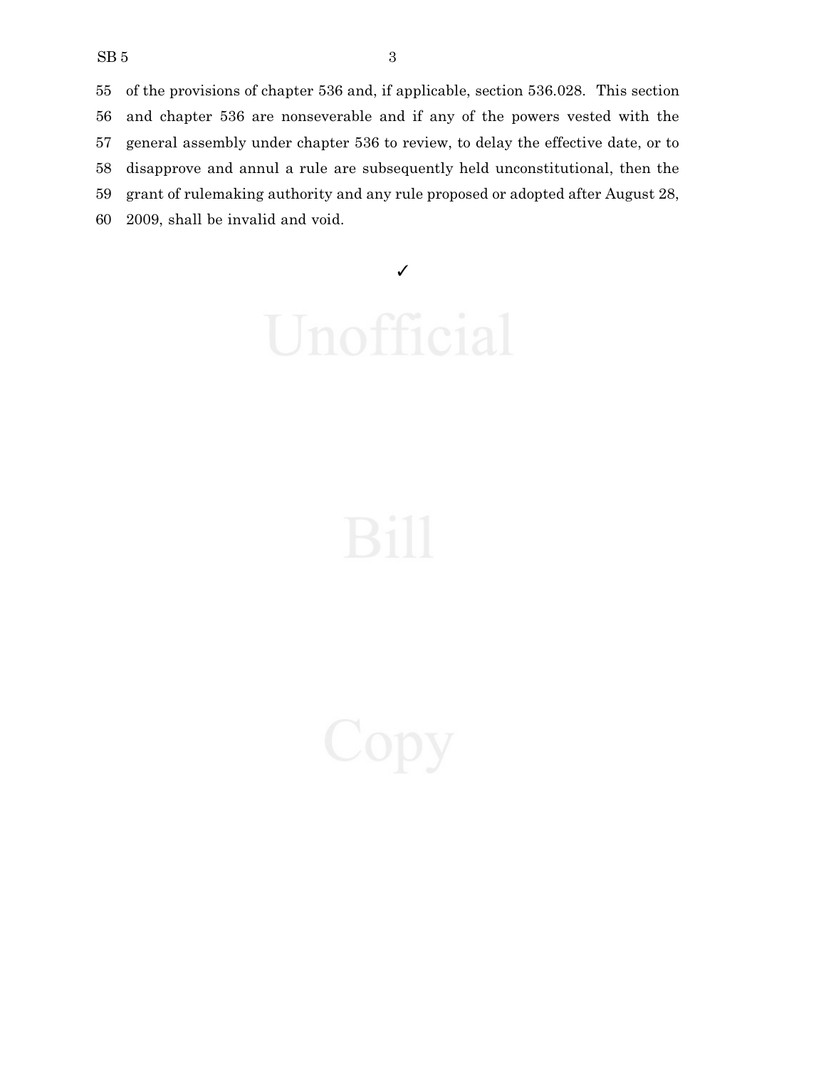55 of the provisions of chapter 536 and, if applicable, section 536.028. This section
56 and chapter 536 are nonseverable and if any of the powers vested with the
57 general assembly under chapter 536 to review, to delay the effective date, or to
58 disapprove and annul a rule are subsequently held unconstitutional, then the
59 grant of rulemaking authority and any rule proposed or adopted after August 28,
60 2009, shall be invalid and void.

✓

Unofficial

Bill

Copy